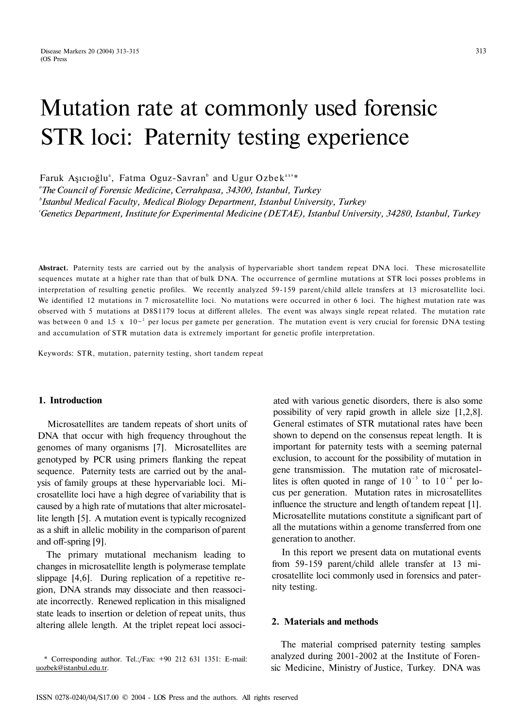# Mutation rate at commonly used forensic STR loci: Paternity testing experience

Faruk Aşıcıoğlu[a], Fatma Oguz-Savran[b] and Ugur Ozbek[a,c,*]

[a]*The Council of Forensic Medicine, Cerrahpasa, 34300, Istanbul, Turkey*
[b]*Istanbul Medical Faculty, Medical Biology Department, Istanbul University, Turkey*
[c]*Genetics Department, Institute for Experimental Medicine (DETAE), Istanbul University, 34280, Istanbul, Turkey*

**Abstract.** Paternity tests are carried out by the analysis of hypervariable short tandem repeat DNA loci. These microsatellite sequences mutate at a higher rate than that of bulk DNA. The occurrence of germline mutations at STR loci posses problems in interpretation of resulting genetic profiles. We recently analyzed 59-159 parent/child allele transfers at 13 microsatellite loci. We identified 12 mutations in 7 microsatellite loci. No mutations were occurred in other 6 loci. The highest mutation rate was observed with 5 mutations at D8S1179 locus at different alleles. The event was always single repeat related. The mutation rate was between 0 and $1.5 \times 10^{-2}$ per locus per gamete per generation. The mutation event is very crucial for forensic DNA testing and accumulation of STR mutation data is extremely important for genetic profile interpretation.

Keywords: STR, mutation, paternity testing, short tandem repeat

## 1. Introduction

Microsatellites are tandem repeats of short units of DNA that occur with high frequency throughout the genomes of many organisms [7]. Microsatellites are genotyped by PCR using primers flanking the repeat sequence. Paternity tests are carried out by the analysis of family groups at these hypervariable loci. Microsatellite loci have a high degree of variability that is caused by a high rate of mutations that alter microsatellite length [5]. A mutation event is typically recognized as a shift in allelic mobility in the comparison of parent and off-spring [9].

The primary mutational mechanism leading to changes in microsatellite length is polymerase template slippage [4,6]. During replication of a repetitive region, DNA strands may dissociate and then reassociate incorrectly. Renewed replication in this misaligned state leads to insertion or deletion of repeat units, thus altering allele length. At the triplet repeat loci associated with various genetic disorders, there is also some possibility of very rapid growth in allele size [1,2,8]. General estimates of STR mutational rates have been shown to depend on the consensus repeat length. It is important for paternity tests with a seeming paternal exclusion, to account for the possibility of mutation in gene transmission. The mutation rate of microsatellites is often quoted in range of $10^{-3}$ to $10^{-4}$ per locus per generation. Mutation rates in microsatellites influence the structure and length of tandem repeat [1]. Microsatellite mutations constitute a significant part of all the mutations within a genome transferred from one generation to another.

In this report we present data on mutational events from 59-159 parent/child allele transfer at 13 microsatellite loci commonly used in forensics and paternity testing.

## 2. Materials and methods

The material comprised paternity testing samples analyzed during 2001-2002 at the Institute of Forensic Medicine, Ministry of Justice, Turkey. DNA was

\* Corresponding author. Tel.:/Fax: +90 212 631 1351: E-mail: uozbek@istanbul.edu.tr.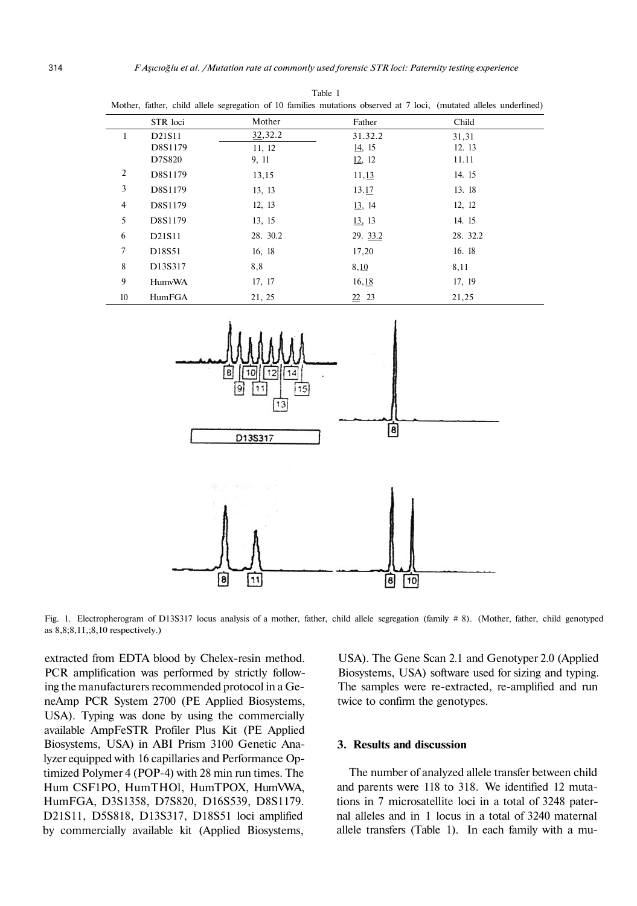Table 1
Mother, father, child allele segregation of 10 families mutations observed at 7 loci, (mutated alleles underlined)

| | STR loci | Mother | Father | Child |
|---|---|---|---|---|
| 1 | D21S11 | 32,32.2 | 31.32.2 | 31,31 |
| | D8S1179 | 11, 12 | 14, 15 | 12. 13 |
| | D7S820 | 9, 11 | 12, 12 | 11.11 |
| 2 | D8S1179 | 13,15 | 11,13 | 14. 15 |
| 3 | D8S1179 | 13, 13 | 13.17 | 13. 18 |
| 4 | D8S1179 | 12, 13 | 13, 14 | 12, 12 |
| 5 | D8S1179 | 13, 15 | 13, 13 | 14. 15 |
| 6 | D21S11 | 28. 30.2 | 29. 33.2 | 28. 32.2 |
| 7 | D18S51 | 16, 18 | 17,20 | 16. 18 |
| 8 | D13S317 | 8,8 | 8,10 | 8,11 |
| 9 | HumvWA | 17, 17 | 16,18 | 17, 19 |
| 10 | HumFGA | 21, 25 | 22 23 | 21,25 |

Fig. 1. Electropherogram of D13S317 locus analysis of a mother, father, child allele segregation (family # 8). (Mother, father, child genotyped as 8,8;8,11,;8,10 respectively.)

extracted from EDTA blood by Chelex-resin method. PCR amplification was performed by strictly following the manufacturers recommended protocol in a GeneAmp PCR System 2700 (PE Applied Biosystems, USA). Typing was done by using the commercially available AmpFeSTR Profiler Plus Kit (PE Applied Biosystems, USA) in ABI Prism 3100 Genetic Analyzer equipped with 16 capillaries and Performance Optimized Polymer 4 (POP-4) with 28 min run times. The Hum CSF1PO, HumTHOl, HumTPOX, HumVWA, HumFGA, D3S1358, D7S820, D16S539, D8S1179. D21S11, D5S818, D13S317, D18S51 loci amplified by commercially available kit (Applied Biosystems, USA). The Gene Scan 2.1 and Genotyper 2.0 (Applied Biosystems, USA) software used for sizing and typing. The samples were re-extracted, re-amplified and run twice to confirm the genotypes.

## 3. Results and discussion

The number of analyzed allele transfer between child and parents were 118 to 318. We identified 12 mutations in 7 microsatellite loci in a total of 3248 paternal alleles and in 1 locus in a total of 3240 maternal allele transfers (Table 1). In each family with a mu-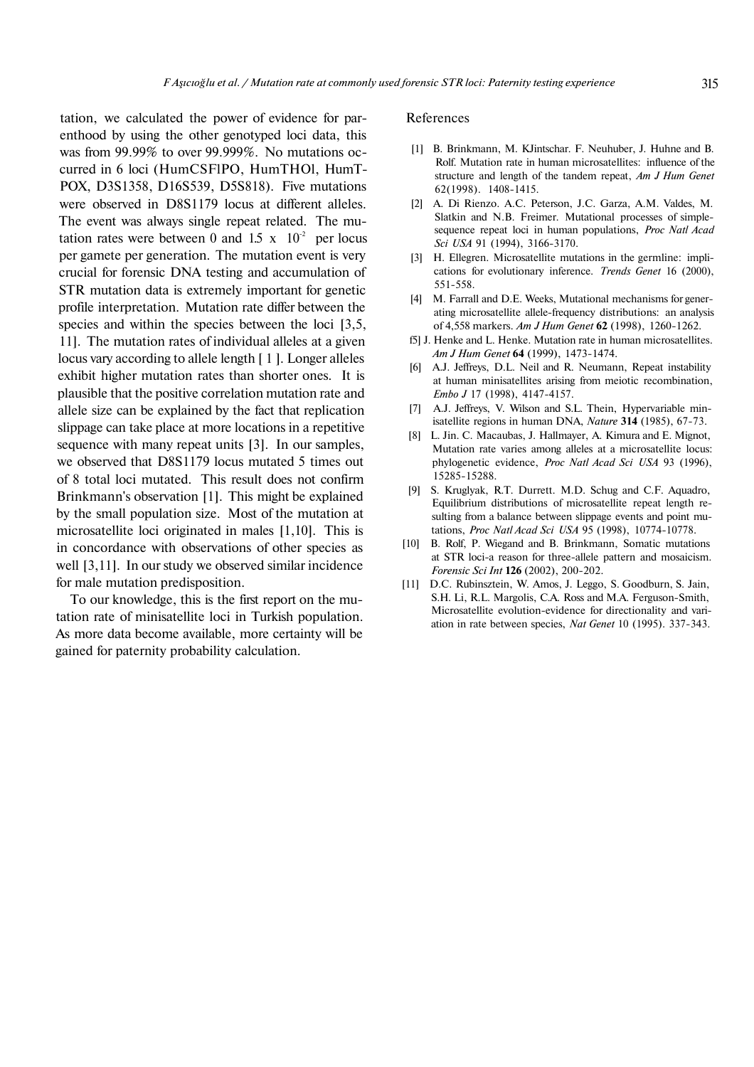tation, we calculated the power of evidence for parenthood by using the other genotyped loci data, this was from 99.99% to over 99.999%. No mutations occurred in 6 loci (HumCSFlPO, HumTHOl, HumTPOX, D3S1358, D16S539, D5S818). Five mutations were observed in D8S1179 locus at different alleles. The event was always single repeat related. The mutation rates were between 0 and $1.5 \times 10^{-2}$ per locus per gamete per generation. The mutation event is very crucial for forensic DNA testing and accumulation of STR mutation data is extremely important for genetic profile interpretation. Mutation rate differ between the species and within the species between the loci [3,5, 11]. The mutation rates of individual alleles at a given locus vary according to allele length [ 1 ]. Longer alleles exhibit higher mutation rates than shorter ones. It is plausible that the positive correlation mutation rate and allele size can be explained by the fact that replication slippage can take place at more locations in a repetitive sequence with many repeat units [3]. In our samples, we observed that D8S1179 locus mutated 5 times out of 8 total loci mutated. This result does not confirm Brinkmann's observation [1]. This might be explained by the small population size. Most of the mutation at microsatellite loci originated in males [1,10]. This is in concordance with observations of other species as well [3,11]. In our study we observed similar incidence for male mutation predisposition.

To our knowledge, this is the first report on the mutation rate of minisatellite loci in Turkish population. As more data become available, more certainty will be gained for paternity probability calculation.

## References

[1] B. Brinkmann, M. KJintschar. F. Neuhuber, J. Huhne and B. Rolf. Mutation rate in human microsatellites: influence of the structure and length of the tandem repeat, *Am J Hum Genet* 62(1998). 1408-1415.

[2] A. Di Rienzo. A.C. Peterson, J.C. Garza, A.M. Valdes, M. Slatkin and N.B. Freimer. Mutational processes of simple-sequence repeat loci in human populations, *Proc Natl Acad Sci USA* 91 (1994), 3166-3170.

[3] H. Ellegren. Microsatellite mutations in the germline: implications for evolutionary inference. *Trends Genet* 16 (2000), 551-558.

[4] M. Farrall and D.E. Weeks, Mutational mechanisms for generating microsatellite allele-frequency distributions: an analysis of 4,558 markers. *Am J Hum Genet* **62** (1998), 1260-1262.

f5] J. Henke and L. Henke. Mutation rate in human microsatellites. *Am J Hum Genet* **64** (1999), 1473-1474.

[6] A.J. Jeffreys, D.L. Neil and R. Neumann, Repeat instability at human minisatellites arising from meiotic recombination, *Embo J* 17 (1998), 4147-4157.

[7] A.J. Jeffreys, V. Wilson and S.L. Thein, Hypervariable minisatellite regions in human DNA, *Nature* **314** (1985), 67-73.

[8] L. Jin. C. Macaubas, J. Hallmayer, A. Kimura and E. Mignot, Mutation rate varies among alleles at a microsatellite locus: phylogenetic evidence, *Proc Natl Acad Sci USA* 93 (1996), 15285-15288.

[9] S. Kruglyak, R.T. Durrett. M.D. Schug and C.F. Aquadro, Equilibrium distributions of microsatellite repeat length resulting from a balance between slippage events and point mutations, *Proc Natl Acad Sci USA* 95 (1998), 10774-10778.

[10] B. Rolf, P. Wiegand and B. Brinkmann, Somatic mutations at STR loci-a reason for three-allele pattern and mosaicism. *Forensic Sci Int* **126** (2002), 200-202.

[11] D.C. Rubinsztein, W. Amos, J. Leggo, S. Goodburn, S. Jain, S.H. Li, R.L. Margolis, C.A. Ross and M.A. Ferguson-Smith, Microsatellite evolution-evidence for directionality and variation in rate between species, *Nat Genet* 10 (1995). 337-343.